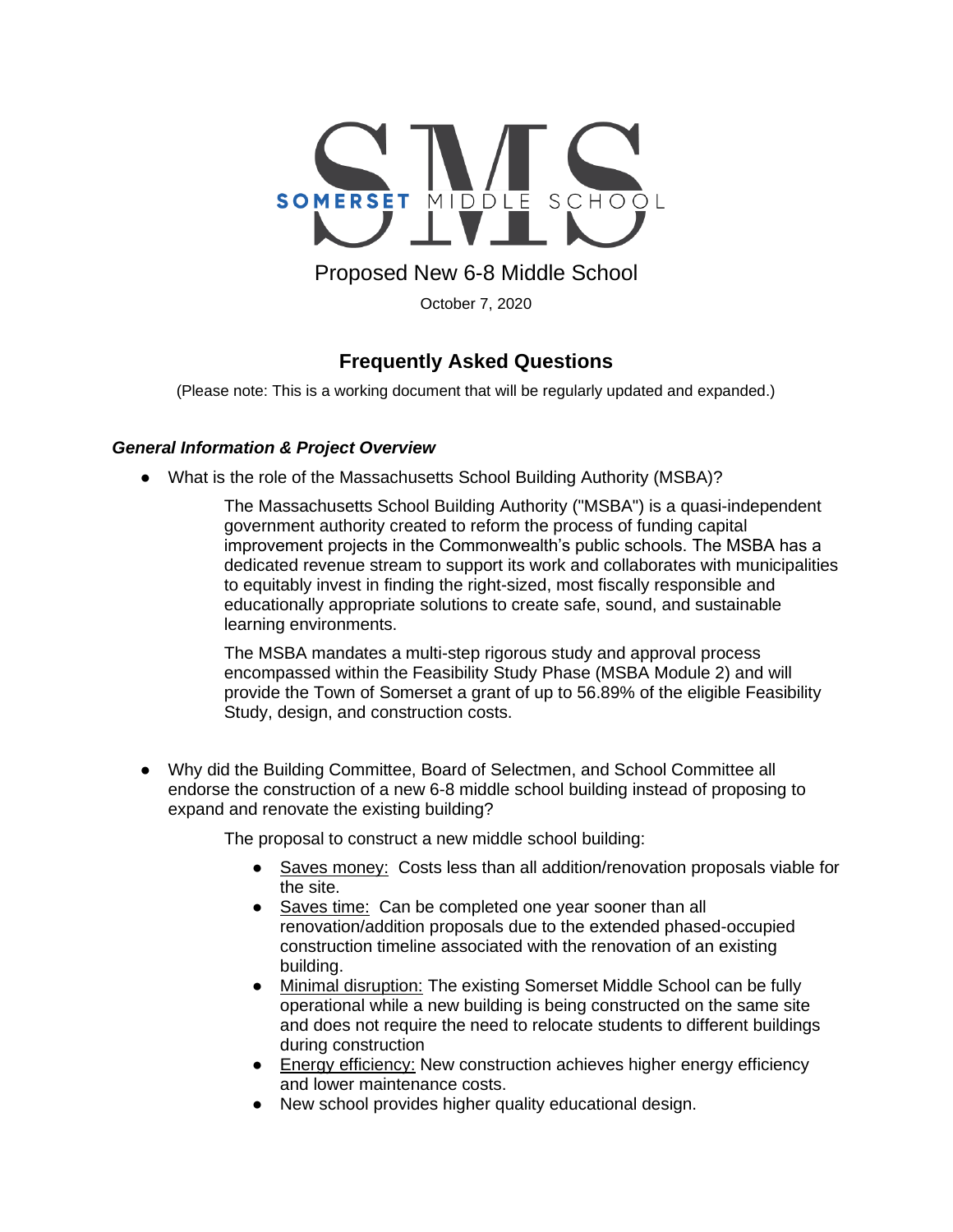# SOMERSET MIDDLE SCHOOL

## Proposed New 6-8 Middle School

October 7, 2020

## Frequently Asked Questions

(Please note: This is a working document that will be regularly updated and expanded.)

### *General Information & Project Overview*

- What is the role of the Massachusetts School Building Authority (MSBA)?

  The Massachusetts School Building Authority ("MSBA") is a quasi-independent government authority created to reform the process of funding capital improvement projects in the Commonwealth's public schools. The MSBA has a dedicated revenue stream to support its work and collaborates with municipalities to equitably invest in finding the right-sized, most fiscally responsible and educationally appropriate solutions to create safe, sound, and sustainable learning environments.

  The MSBA mandates a multi-step rigorous study and approval process encompassed within the Feasibility Study Phase (MSBA Module 2) and will provide the Town of Somerset a grant of up to 56.89% of the eligible Feasibility Study, design, and construction costs.

- Why did the Building Committee, Board of Selectmen, and School Committee all endorse the construction of a new 6-8 middle school building instead of proposing to expand and renovate the existing building?

  The proposal to construct a new middle school building:

  - Saves money: Costs less than all addition/renovation proposals viable for the site.
  - Saves time: Can be completed one year sooner than all renovation/addition proposals due to the extended phased-occupied construction timeline associated with the renovation of an existing building.
  - Minimal disruption: The existing Somerset Middle School can be fully operational while a new building is being constructed on the same site and does not require the need to relocate students to different buildings during construction
  - Energy efficiency: New construction achieves higher energy efficiency and lower maintenance costs.
  - New school provides higher quality educational design.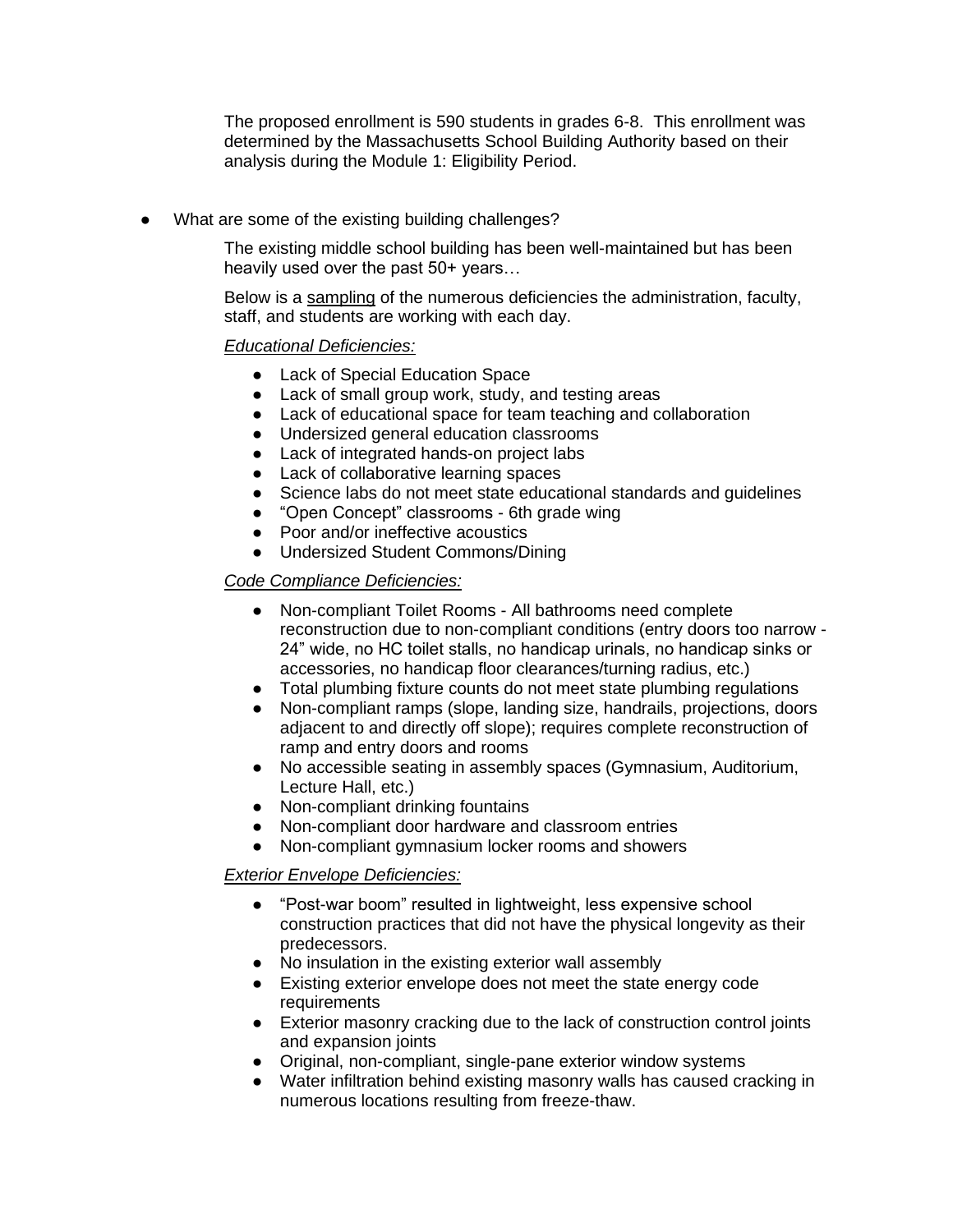The proposed enrollment is 590 students in grades 6-8. This enrollment was determined by the Massachusetts School Building Authority based on their analysis during the Module 1: Eligibility Period.

- What are some of the existing building challenges?

  The existing middle school building has been well-maintained but has been heavily used over the past 50+ years…

  Below is a <u>sampling</u> of the numerous deficiencies the administration, faculty, staff, and students are working with each day.

  *<u>Educational Deficiencies:</u>*

  - Lack of Special Education Space
  - Lack of small group work, study, and testing areas
  - Lack of educational space for team teaching and collaboration
  - Undersized general education classrooms
  - Lack of integrated hands-on project labs
  - Lack of collaborative learning spaces
  - Science labs do not meet state educational standards and guidelines
  - "Open Concept" classrooms - 6th grade wing
  - Poor and/or ineffective acoustics
  - Undersized Student Commons/Dining

  *<u>Code Compliance Deficiencies:</u>*

  - Non-compliant Toilet Rooms - All bathrooms need complete reconstruction due to non-compliant conditions (entry doors too narrow - 24" wide, no HC toilet stalls, no handicap urinals, no handicap sinks or accessories, no handicap floor clearances/turning radius, etc.)
  - Total plumbing fixture counts do not meet state plumbing regulations
  - Non-compliant ramps (slope, landing size, handrails, projections, doors adjacent to and directly off slope); requires complete reconstruction of ramp and entry doors and rooms
  - No accessible seating in assembly spaces (Gymnasium, Auditorium, Lecture Hall, etc.)
  - Non-compliant drinking fountains
  - Non-compliant door hardware and classroom entries
  - Non-compliant gymnasium locker rooms and showers

  *<u>Exterior Envelope Deficiencies:</u>*

  - "Post-war boom" resulted in lightweight, less expensive school construction practices that did not have the physical longevity as their predecessors.
  - No insulation in the existing exterior wall assembly
  - Existing exterior envelope does not meet the state energy code requirements
  - Exterior masonry cracking due to the lack of construction control joints and expansion joints
  - Original, non-compliant, single-pane exterior window systems
  - Water infiltration behind existing masonry walls has caused cracking in numerous locations resulting from freeze-thaw.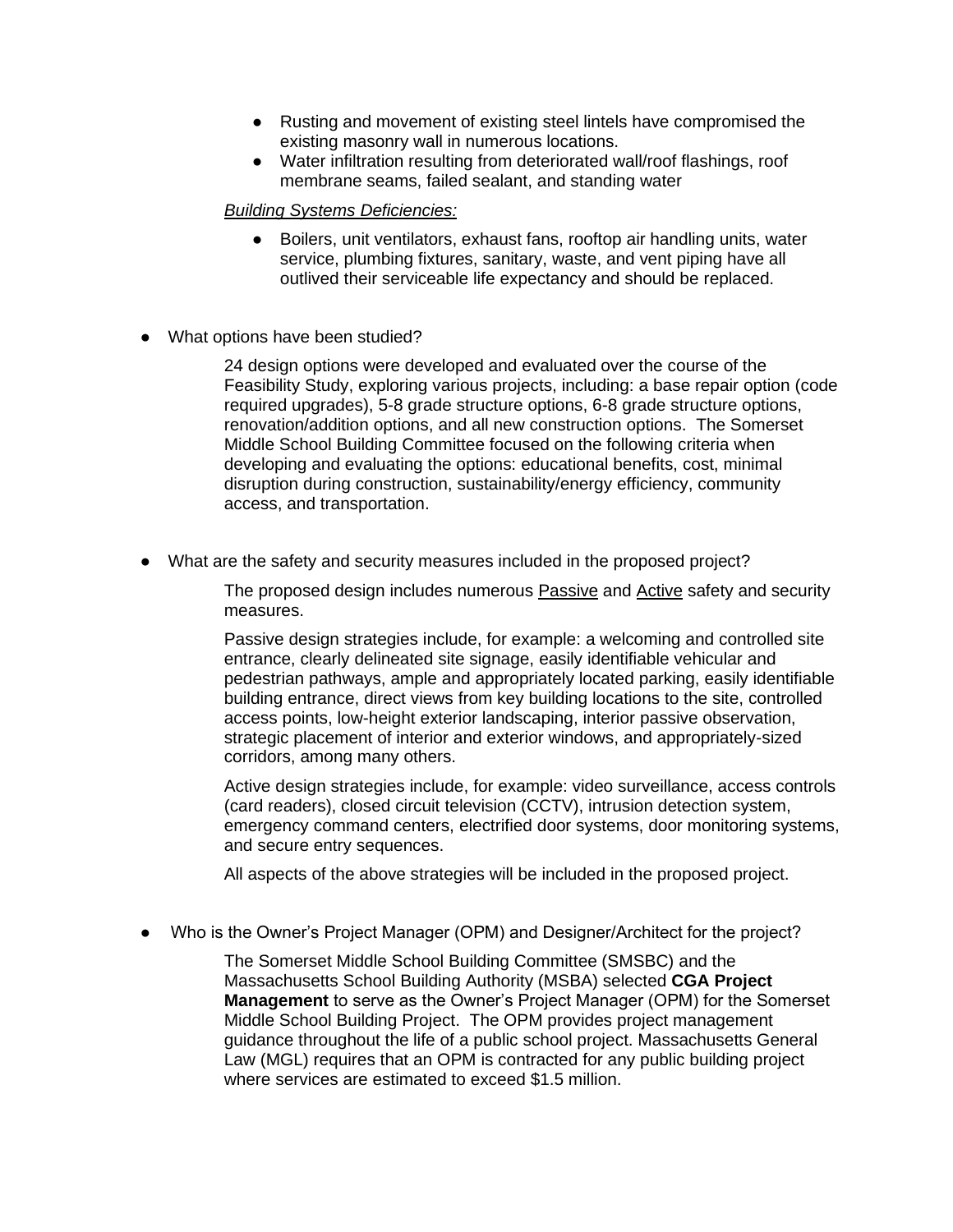- Rusting and movement of existing steel lintels have compromised the existing masonry wall in numerous locations.
- Water infiltration resulting from deteriorated wall/roof flashings, roof membrane seams, failed sealant, and standing water

*Building Systems Deficiencies:*

- Boilers, unit ventilators, exhaust fans, rooftop air handling units, water service, plumbing fixtures, sanitary, waste, and vent piping have all outlived their serviceable life expectancy and should be replaced.

- What options have been studied?

  24 design options were developed and evaluated over the course of the Feasibility Study, exploring various projects, including: a base repair option (code required upgrades), 5-8 grade structure options, 6-8 grade structure options, renovation/addition options, and all new construction options. The Somerset Middle School Building Committee focused on the following criteria when developing and evaluating the options: educational benefits, cost, minimal disruption during construction, sustainability/energy efficiency, community access, and transportation.

- What are the safety and security measures included in the proposed project?

  The proposed design includes numerous Passive and Active safety and security measures.

  Passive design strategies include, for example: a welcoming and controlled site entrance, clearly delineated site signage, easily identifiable vehicular and pedestrian pathways, ample and appropriately located parking, easily identifiable building entrance, direct views from key building locations to the site, controlled access points, low-height exterior landscaping, interior passive observation, strategic placement of interior and exterior windows, and appropriately-sized corridors, among many others.

  Active design strategies include, for example: video surveillance, access controls (card readers), closed circuit television (CCTV), intrusion detection system, emergency command centers, electrified door systems, door monitoring systems, and secure entry sequences.

  All aspects of the above strategies will be included in the proposed project.

- Who is the Owner's Project Manager (OPM) and Designer/Architect for the project?

  The Somerset Middle School Building Committee (SMSBC) and the Massachusetts School Building Authority (MSBA) selected **CGA Project Management** to serve as the Owner's Project Manager (OPM) for the Somerset Middle School Building Project. The OPM provides project management guidance throughout the life of a public school project. Massachusetts General Law (MGL) requires that an OPM is contracted for any public building project where services are estimated to exceed $1.5 million.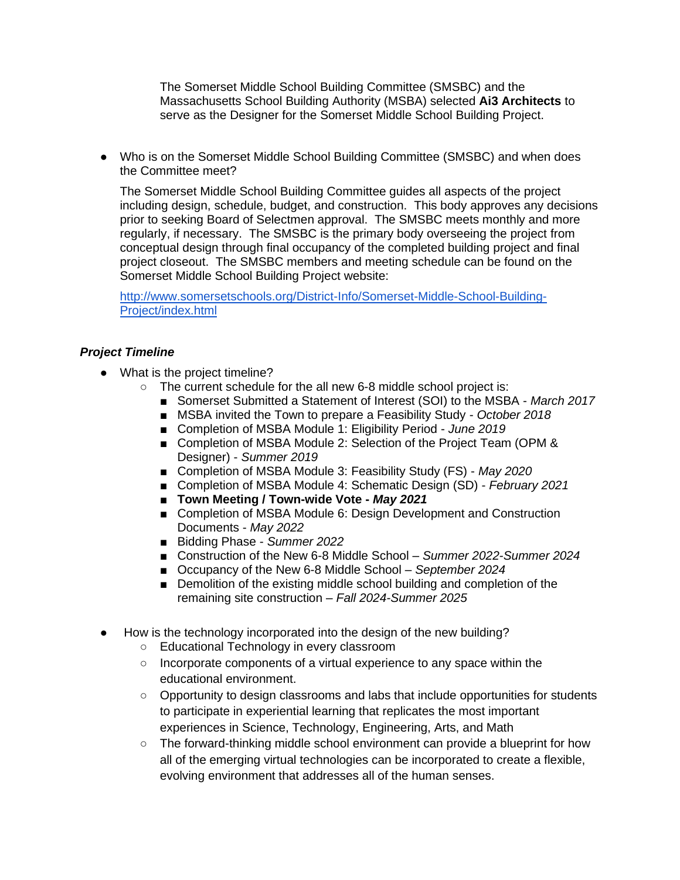The Somerset Middle School Building Committee (SMSBC) and the Massachusetts School Building Authority (MSBA) selected **Ai3 Architects** to serve as the Designer for the Somerset Middle School Building Project.

- Who is on the Somerset Middle School Building Committee (SMSBC) and when does the Committee meet?

  The Somerset Middle School Building Committee guides all aspects of the project including design, schedule, budget, and construction. This body approves any decisions prior to seeking Board of Selectmen approval. The SMSBC meets monthly and more regularly, if necessary. The SMSBC is the primary body overseeing the project from conceptual design through final occupancy of the completed building project and final project closeout. The SMSBC members and meeting schedule can be found on the Somerset Middle School Building Project website:

  [http://www.somersetschools.org/District-Info/Somerset-Middle-School-Building-Project/index.html](http://www.somersetschools.org/District-Info/Somerset-Middle-School-Building-Project/index.html)

### *Project Timeline*

- What is the project timeline?
  - The current schedule for the all new 6-8 middle school project is:
    - Somerset Submitted a Statement of Interest (SOI) to the MSBA - *March 2017*
    - MSBA invited the Town to prepare a Feasibility Study - *October 2018*
    - Completion of MSBA Module 1: Eligibility Period - *June 2019*
    - Completion of MSBA Module 2: Selection of the Project Team (OPM & Designer) - *Summer 2019*
    - Completion of MSBA Module 3: Feasibility Study (FS) - *May 2020*
    - Completion of MSBA Module 4: Schematic Design (SD) - *February 2021*
    - **Town Meeting / Town-wide Vote - *May 2021***
    - Completion of MSBA Module 6: Design Development and Construction Documents - *May 2022*
    - Bidding Phase - *Summer 2022*
    - Construction of the New 6-8 Middle School – *Summer 2022-Summer 2024*
    - Occupancy of the New 6-8 Middle School – *September 2024*
    - Demolition of the existing middle school building and completion of the remaining site construction – *Fall 2024-Summer 2025*

- How is the technology incorporated into the design of the new building?
  - Educational Technology in every classroom
  - Incorporate components of a virtual experience to any space within the educational environment.
  - Opportunity to design classrooms and labs that include opportunities for students to participate in experiential learning that replicates the most important experiences in Science, Technology, Engineering, Arts, and Math
  - The forward-thinking middle school environment can provide a blueprint for how all of the emerging virtual technologies can be incorporated to create a flexible, evolving environment that addresses all of the human senses.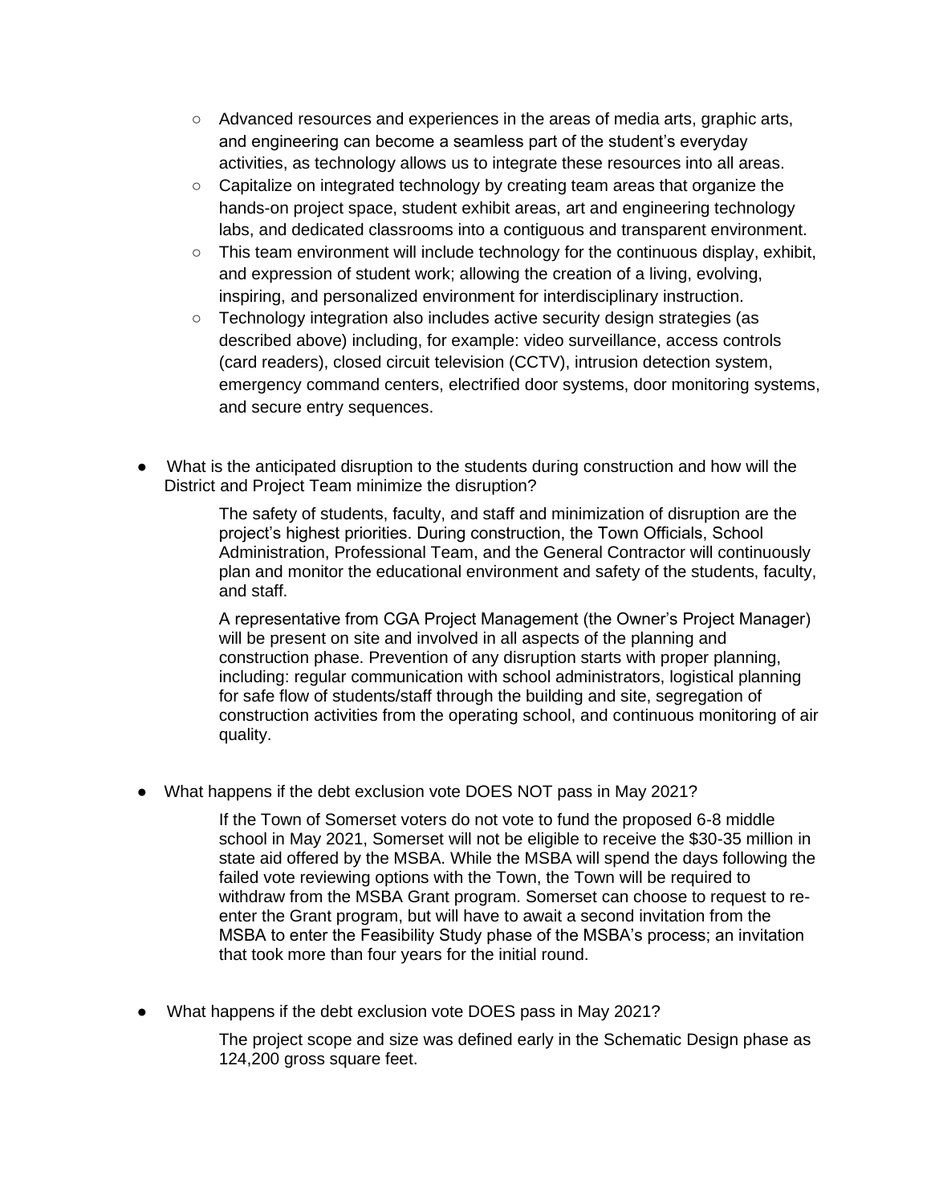- Advanced resources and experiences in the areas of media arts, graphic arts, and engineering can become a seamless part of the student's everyday activities, as technology allows us to integrate these resources into all areas.
    - Capitalize on integrated technology by creating team areas that organize the hands-on project space, student exhibit areas, art and engineering technology labs, and dedicated classrooms into a contiguous and transparent environment.
    - This team environment will include technology for the continuous display, exhibit, and expression of student work; allowing the creation of a living, evolving, inspiring, and personalized environment for interdisciplinary instruction.
    - Technology integration also includes active security design strategies (as described above) including, for example: video surveillance, access controls (card readers), closed circuit television (CCTV), intrusion detection system, emergency command centers, electrified door systems, door monitoring systems, and secure entry sequences.

- What is the anticipated disruption to the students during construction and how will the District and Project Team minimize the disruption?

  The safety of students, faculty, and staff and minimization of disruption are the project's highest priorities. During construction, the Town Officials, School Administration, Professional Team, and the General Contractor will continuously plan and monitor the educational environment and safety of the students, faculty, and staff.

  A representative from CGA Project Management (the Owner's Project Manager) will be present on site and involved in all aspects of the planning and construction phase. Prevention of any disruption starts with proper planning, including: regular communication with school administrators, logistical planning for safe flow of students/staff through the building and site, segregation of construction activities from the operating school, and continuous monitoring of air quality.

- What happens if the debt exclusion vote DOES NOT pass in May 2021?

  If the Town of Somerset voters do not vote to fund the proposed 6-8 middle school in May 2021, Somerset will not be eligible to receive the $30-35 million in state aid offered by the MSBA. While the MSBA will spend the days following the failed vote reviewing options with the Town, the Town will be required to withdraw from the MSBA Grant program. Somerset can choose to request to re-enter the Grant program, but will have to await a second invitation from the MSBA to enter the Feasibility Study phase of the MSBA's process; an invitation that took more than four years for the initial round.

- What happens if the debt exclusion vote DOES pass in May 2021?

  The project scope and size was defined early in the Schematic Design phase as 124,200 gross square feet.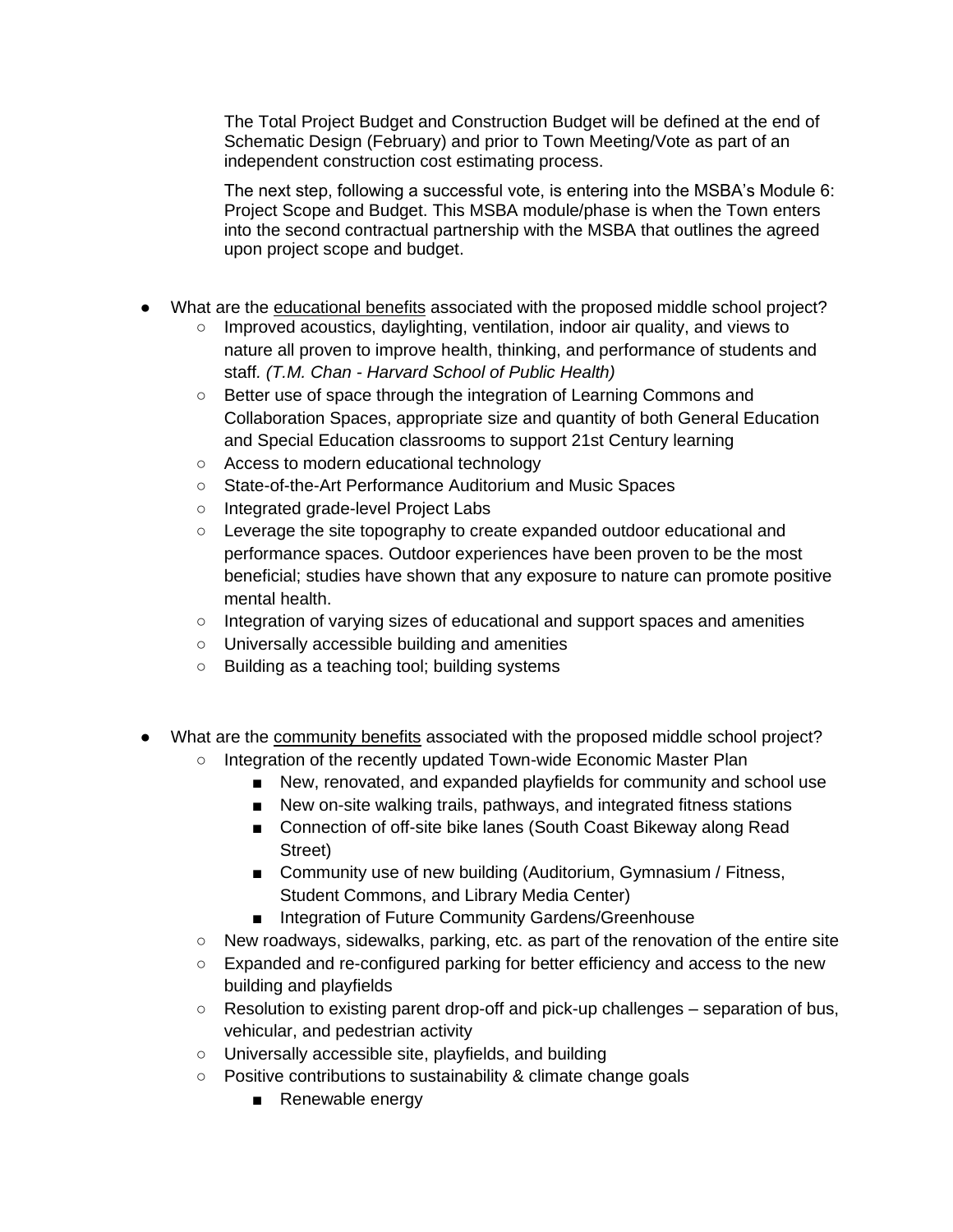The Total Project Budget and Construction Budget will be defined at the end of Schematic Design (February) and prior to Town Meeting/Vote as part of an independent construction cost estimating process.

The next step, following a successful vote, is entering into the MSBA's Module 6: Project Scope and Budget. This MSBA module/phase is when the Town enters into the second contractual partnership with the MSBA that outlines the agreed upon project scope and budget.

- What are the <u>educational benefits</u> associated with the proposed middle school project?
  - Improved acoustics, daylighting, ventilation, indoor air quality, and views to nature all proven to improve health, thinking, and performance of students and staff. *(T.M. Chan - Harvard School of Public Health)*
  - Better use of space through the integration of Learning Commons and Collaboration Spaces, appropriate size and quantity of both General Education and Special Education classrooms to support 21st Century learning
  - Access to modern educational technology
  - State-of-the-Art Performance Auditorium and Music Spaces
  - Integrated grade-level Project Labs
  - Leverage the site topography to create expanded outdoor educational and performance spaces. Outdoor experiences have been proven to be the most beneficial; studies have shown that any exposure to nature can promote positive mental health.
  - Integration of varying sizes of educational and support spaces and amenities
  - Universally accessible building and amenities
  - Building as a teaching tool; building systems

- What are the <u>community benefits</u> associated with the proposed middle school project?
  - Integration of the recently updated Town-wide Economic Master Plan
    - New, renovated, and expanded playfields for community and school use
    - New on-site walking trails, pathways, and integrated fitness stations
    - Connection of off-site bike lanes (South Coast Bikeway along Read Street)
    - Community use of new building (Auditorium, Gymnasium / Fitness, Student Commons, and Library Media Center)
    - Integration of Future Community Gardens/Greenhouse
  - New roadways, sidewalks, parking, etc. as part of the renovation of the entire site
  - Expanded and re-configured parking for better efficiency and access to the new building and playfields
  - Resolution to existing parent drop-off and pick-up challenges – separation of bus, vehicular, and pedestrian activity
  - Universally accessible site, playfields, and building
  - Positive contributions to sustainability & climate change goals
    - Renewable energy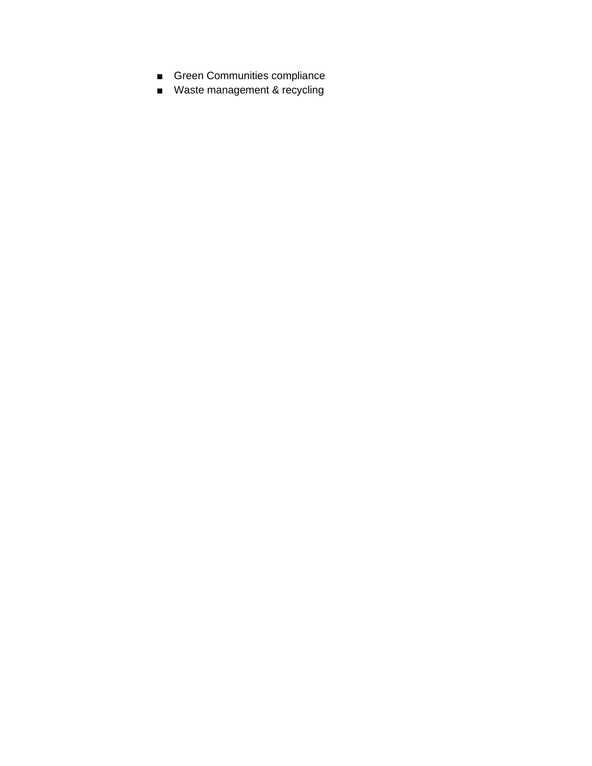- Green Communities compliance
- Waste management & recycling